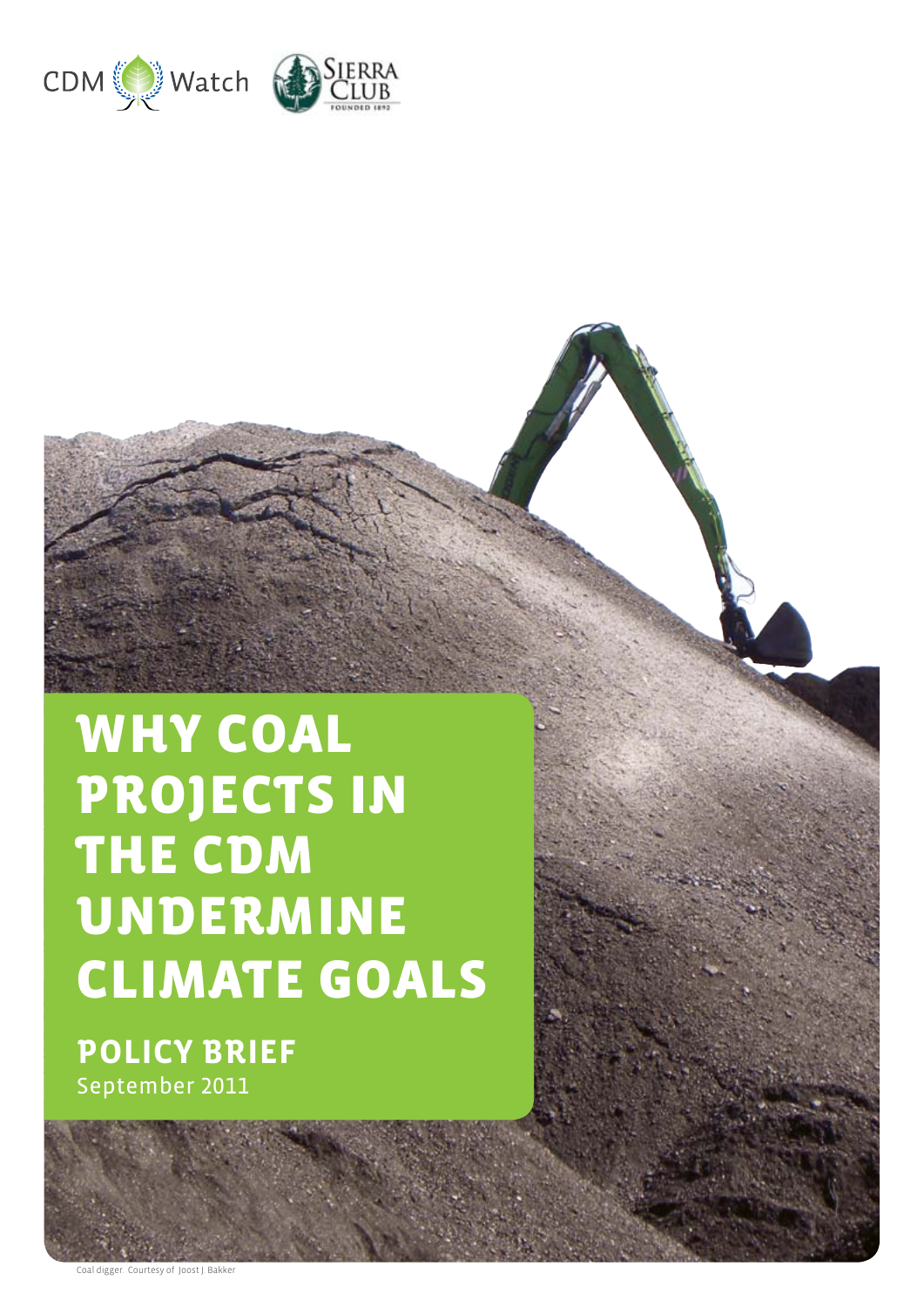CDM Watch

Sierra Club
FOUNDED 1892

# WHY COAL PROJECTS IN THE CDM UNDERMINE CLIMATE GOALS

## POLICY BRIEF

September 2011

Coal digger. Courtesy of Joost J. Bakker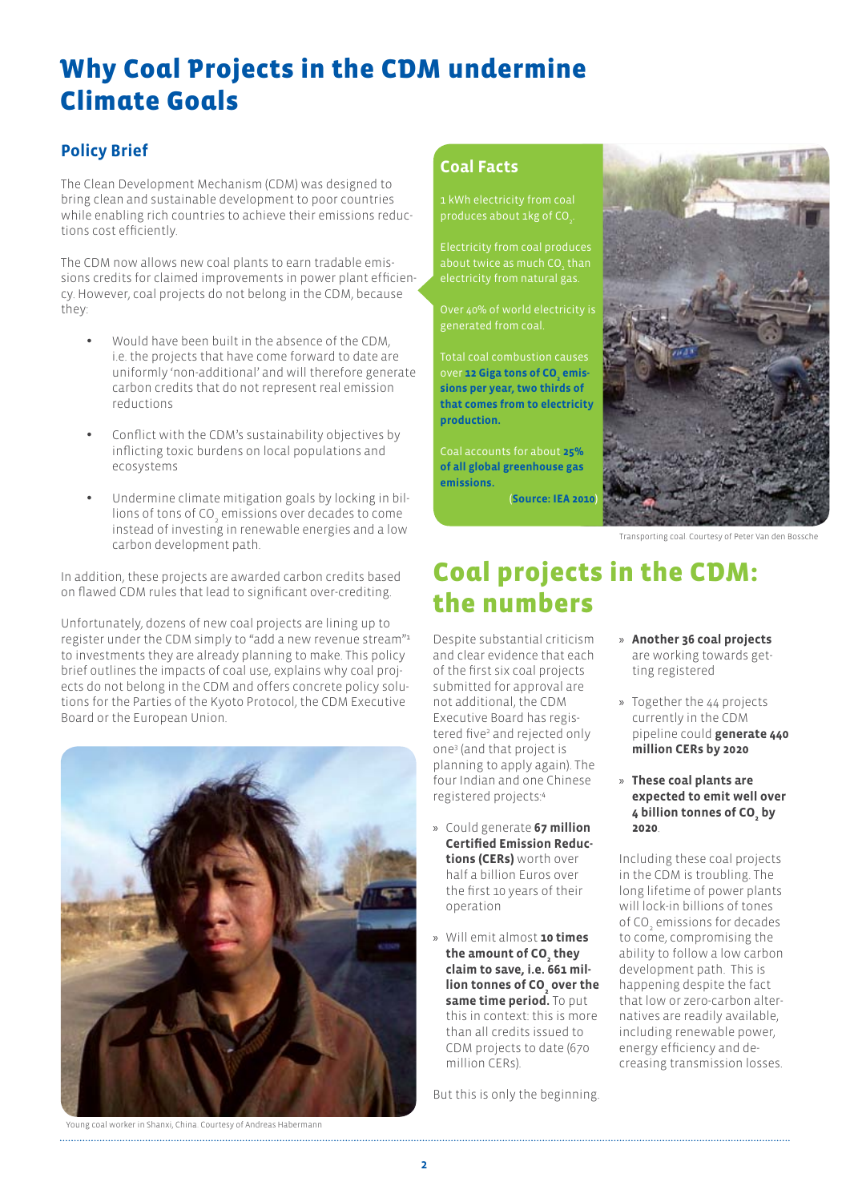# Why Coal Projects in the CDM undermine Climate Goals

## Policy Brief

The Clean Development Mechanism (CDM) was designed to bring clean and sustainable development to poor countries while enabling rich countries to achieve their emissions reductions cost efficiently.

The CDM now allows new coal plants to earn tradable emissions credits for claimed improvements in power plant efficiency. However, coal projects do not belong in the CDM, because they:

- Would have been built in the absence of the CDM, i.e. the projects that have come forward to date are uniformly 'non-additional' and will therefore generate carbon credits that do not represent real emission reductions
- Conflict with the CDM's sustainability objectives by inflicting toxic burdens on local populations and ecosystems
- Undermine climate mitigation goals by locking in billions of tons of $CO_2$ emissions over decades to come instead of investing in renewable energies and a low carbon development path.

In addition, these projects are awarded carbon credits based on flawed CDM rules that lead to significant over-crediting.

Unfortunately, dozens of new coal projects are lining up to register under the CDM simply to "add a new revenue stream"[1] to investments they are already planning to make. This policy brief outlines the impacts of coal use, explains why coal projects do not belong in the CDM and offers concrete policy solutions for the Parties of the Kyoto Protocol, the CDM Executive Board or the European Union.

Young coal worker in Shanxi, China. Courtesy of Andreas Habermann

### Coal Facts

1 kWh electricity from coal produces about 1kg of $CO_2$.

Electricity from coal produces about twice as much $CO_2$ than electricity from natural gas.

Over 40% of world electricity is generated from coal.

Total coal combustion causes over **12 Giga tons of $CO_2$ emissions per year, two thirds of that comes from to electricity production.**

Coal accounts for about **25% of all global greenhouse gas emissions.**

(**Source: IEA 2010**)

Transporting coal. Courtesy of Peter Van den Bossche

## Coal projects in the CDM: the numbers

Despite substantial criticism and clear evidence that each of the first six coal projects submitted for approval are not additional, the CDM Executive Board has registered five[2] and rejected only one[3] (and that project is planning to apply again). The four Indian and one Chinese registered projects:[4]

- Could generate **67 million Certified Emission Reductions (CERs)** worth over half a billion Euros over the first 10 years of their operation
- Will emit almost **10 times the amount of $CO_2$ they claim to save, i.e. 661 million tonnes of $CO_2$ over the same time period.** To put this in context: this is more than all credits issued to CDM projects to date (670 million CERs).

But this is only the beginning.

- **Another 36 coal projects** are working towards getting registered
- Together the 44 projects currently in the CDM pipeline could **generate 440 million CERs by 2020**
- **These coal plants are expected to emit well over 4 billion tonnes of $CO_2$ by 2020**.

Including these coal projects in the CDM is troubling. The long lifetime of power plants will lock-in billions of tones of $CO_2$ emissions for decades to come, compromising the ability to follow a low carbon development path. This is happening despite the fact that low or zero-carbon alternatives are readily available, including renewable power, energy efficiency and decreasing transmission losses.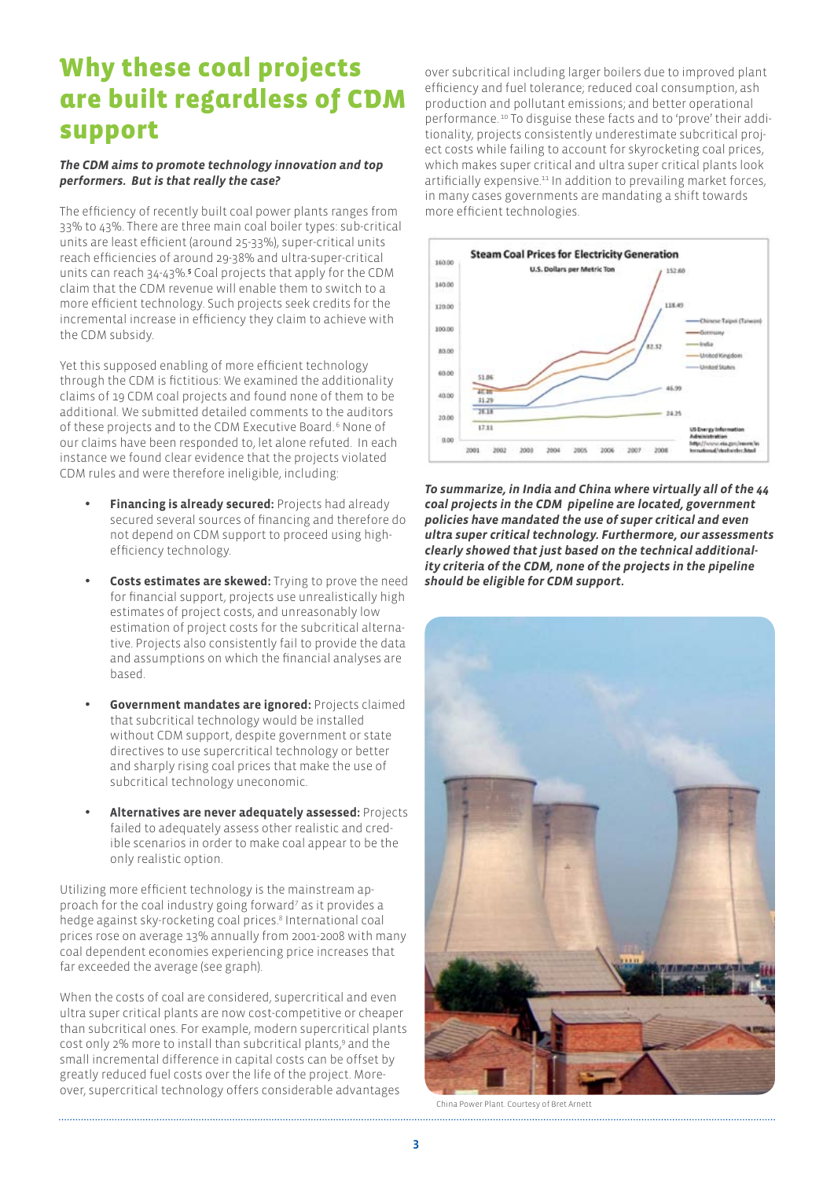# Why these coal projects are built regardless of CDM support

***The CDM aims to promote technology innovation and top performers. But is that really the case?***

The efficiency of recently built coal power plants ranges from 33% to 43%. There are three main coal boiler types: sub-critical units are least efficient (around 25-33%), super-critical units reach efficiencies of around 29-38% and ultra-super-critical units can reach 34-43%.[5] Coal projects that apply for the CDM claim that the CDM revenue will enable them to switch to a more efficient technology. Such projects seek credits for the incremental increase in efficiency they claim to achieve with the CDM subsidy.

Yet this supposed enabling of more efficient technology through the CDM is fictitious: We examined the additionality claims of 19 CDM coal projects and found none of them to be additional. We submitted detailed comments to the auditors of these projects and to the CDM Executive Board.[6] None of our claims have been responded to, let alone refuted. In each instance we found clear evidence that the projects violated CDM rules and were therefore ineligible, including:

- **Financing is already secured:** Projects had already secured several sources of financing and therefore do not depend on CDM support to proceed using high-efficiency technology.
- **Costs estimates are skewed:** Trying to prove the need for financial support, projects use unrealistically high estimates of project costs, and unreasonably low estimation of project costs for the subcritical alternative. Projects also consistently fail to provide the data and assumptions on which the financial analyses are based.
- **Government mandates are ignored:** Projects claimed that subcritical technology would be installed without CDM support, despite government or state directives to use supercritical technology or better and sharply rising coal prices that make the use of subcritical technology uneconomic.
- **Alternatives are never adequately assessed:** Projects failed to adequately assess other realistic and credible scenarios in order to make coal appear to be the only realistic option.

Utilizing more efficient technology is the mainstream approach for the coal industry going forward[7] as it provides a hedge against sky-rocketing coal prices.[8] International coal prices rose on average 13% annually from 2001-2008 with many coal dependent economies experiencing price increases that far exceeded the average (see graph).

When the costs of coal are considered, supercritical and even ultra super critical plants are now cost-competitive or cheaper than subcritical ones. For example, modern supercritical plants cost only 2% more to install than subcritical plants,[9] and the small incremental difference in capital costs can be offset by greatly reduced fuel costs over the life of the project. Moreover, supercritical technology offers considerable advantages over subcritical including larger boilers due to improved plant efficiency and fuel tolerance; reduced coal consumption, ash production and pollutant emissions; and better operational performance.[10] To disguise these facts and to 'prove' their additionality, projects consistently underestimate subcritical project costs while failing to account for skyrocketing coal prices, which makes super critical and ultra super critical plants look artificially expensive.[11] In addition to prevailing market forces, in many cases governments are mandating a shift towards more efficient technologies.

***To summarize, in India and China where virtually all of the 44 coal projects in the CDM pipeline are located, government policies have mandated the use of super critical and even ultra super critical technology. Furthermore, our assessments clearly showed that just based on the technical additionality criteria of the CDM, none of the projects in the pipeline should be eligible for CDM support.***

China Power Plant. Courtesy of Bret Arnett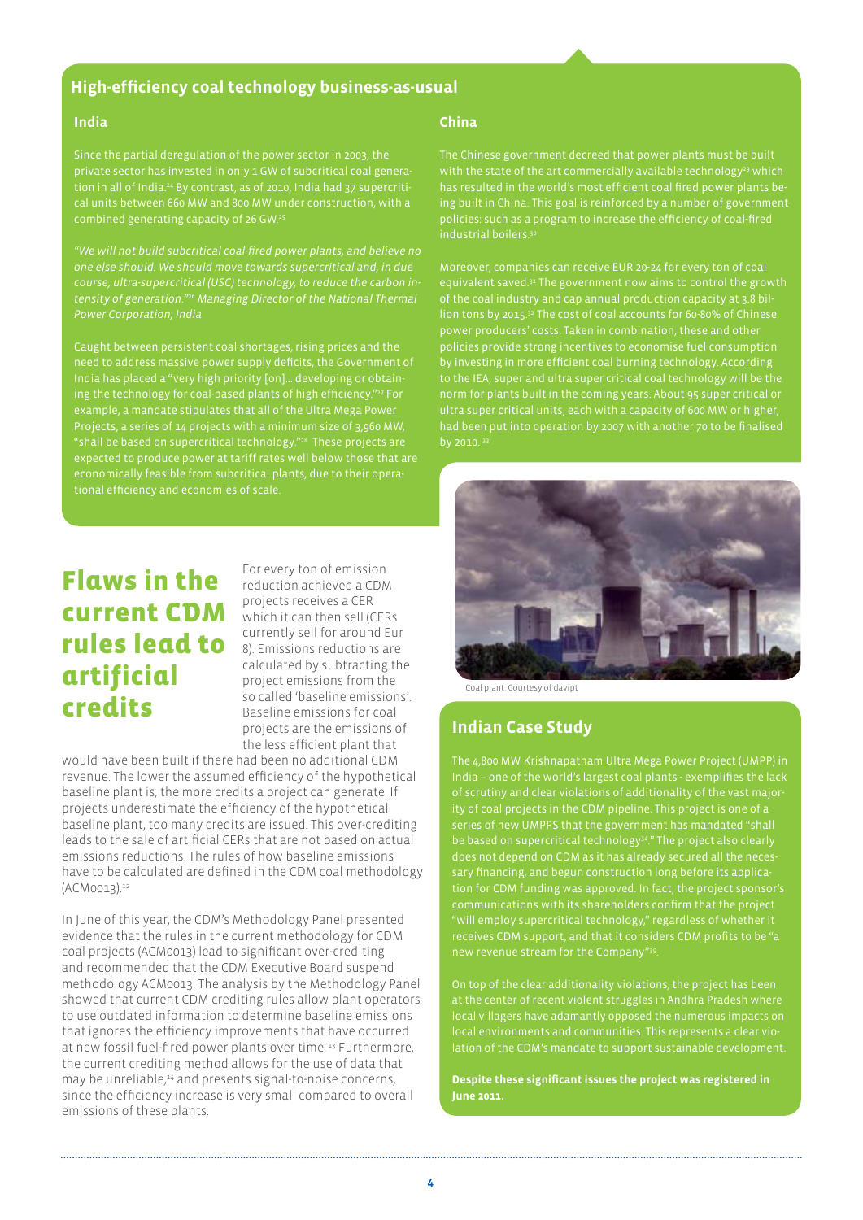## High-efficiency coal technology business-as-usual

### India

Since the partial deregulation of the power sector in 2003, the private sector has invested in only 1 GW of subcritical coal generation in all of India.[24] By contrast, as of 2010, India had 37 supercritical units between 660 MW and 800 MW under construction, with a combined generating capacity of 26 GW.[25]

*"We will not build subcritical coal-fired power plants, and believe no one else should. We should move towards supercritical and, in due course, ultra-supercritical (USC) technology, to reduce the carbon intensity of generation."[26] Managing Director of the National Thermal Power Corporation, India*

Caught between persistent coal shortages, rising prices and the need to address massive power supply deficits, the Government of India has placed a "very high priority [on]... developing or obtaining the technology for coal-based plants of high efficiency."[27] For example, a mandate stipulates that all of the Ultra Mega Power Projects, a series of 14 projects with a minimum size of 3,960 MW, "shall be based on supercritical technology."[28] These projects are expected to produce power at tariff rates well below those that are economically feasible from subcritical plants, due to their operational efficiency and economies of scale.

### China

The Chinese government decreed that power plants must be built with the state of the art commercially available technology[29] which has resulted in the world's most efficient coal fired power plants being built in China. This goal is reinforced by a number of government policies: such as a program to increase the efficiency of coal-fired industrial boilers.[30]

Moreover, companies can receive EUR 20-24 for every ton of coal equivalent saved.[31] The government now aims to control the growth of the coal industry and cap annual production capacity at 3.8 billion tons by 2015.[32] The cost of coal accounts for 60-80% of Chinese power producers' costs. Taken in combination, these and other policies provide strong incentives to economise fuel consumption by investing in more efficient coal burning technology. According to the IEA, super and ultra super critical coal technology will be the norm for plants built in the coming years. About 95 super critical or ultra super critical units, each with a capacity of 600 MW or higher, had been put into operation by 2007 with another 70 to be finalised by 2010.[33]

# Flaws in the current CDM rules lead to artificial credits

For every ton of emission reduction achieved a CDM projects receives a CER which it can then sell (CERs currently sell for around Eur 8). Emissions reductions are calculated by subtracting the project emissions from the so called 'baseline emissions'. Baseline emissions for coal projects are the emissions of the less efficient plant that would have been built if there had been no additional CDM revenue. The lower the assumed efficiency of the hypothetical baseline plant is, the more credits a project can generate. If projects underestimate the efficiency of the hypothetical baseline plant, too many credits are issued. This over-crediting leads to the sale of artificial CERs that are not based on actual emissions reductions. The rules of how baseline emissions have to be calculated are defined in the CDM coal methodology (ACM0013).[12]

In June of this year, the CDM's Methodology Panel presented evidence that the rules in the current methodology for CDM coal projects (ACM0013) lead to significant over-crediting and recommended that the CDM Executive Board suspend methodology ACM0013. The analysis by the Methodology Panel showed that current CDM crediting rules allow plant operators to use outdated information to determine baseline emissions that ignores the efficiency improvements that have occurred at new fossil fuel-fired power plants over time.[13] Furthermore, the current crediting method allows for the use of data that may be unreliable,[14] and presents signal-to-noise concerns, since the efficiency increase is very small compared to overall emissions of these plants.

Coal plant. Courtesy of davipt

## Indian Case Study

The 4,800 MW Krishnapatnam Ultra Mega Power Project (UMPP) in India – one of the world's largest coal plants - exemplifies the lack of scrutiny and clear violations of additionality of the vast majority of coal projects in the CDM pipeline. This project is one of a series of new UMPPS that the government has mandated "shall be based on supercritical technology[34]." The project also clearly does not depend on CDM as it has already secured all the necessary financing, and begun construction long before its application for CDM funding was approved. In fact, the project sponsor's communications with its shareholders confirm that the project "will employ supercritical technology," regardless of whether it receives CDM support, and that it considers CDM profits to be "a new revenue stream for the Company"[35].

On top of the clear additionality violations, the project has been at the center of recent violent struggles in Andhra Pradesh where local villagers have adamantly opposed the numerous impacts on local environments and communities. This represents a clear violation of the CDM's mandate to support sustainable development.

**Despite these significant issues the project was registered in June 2011.**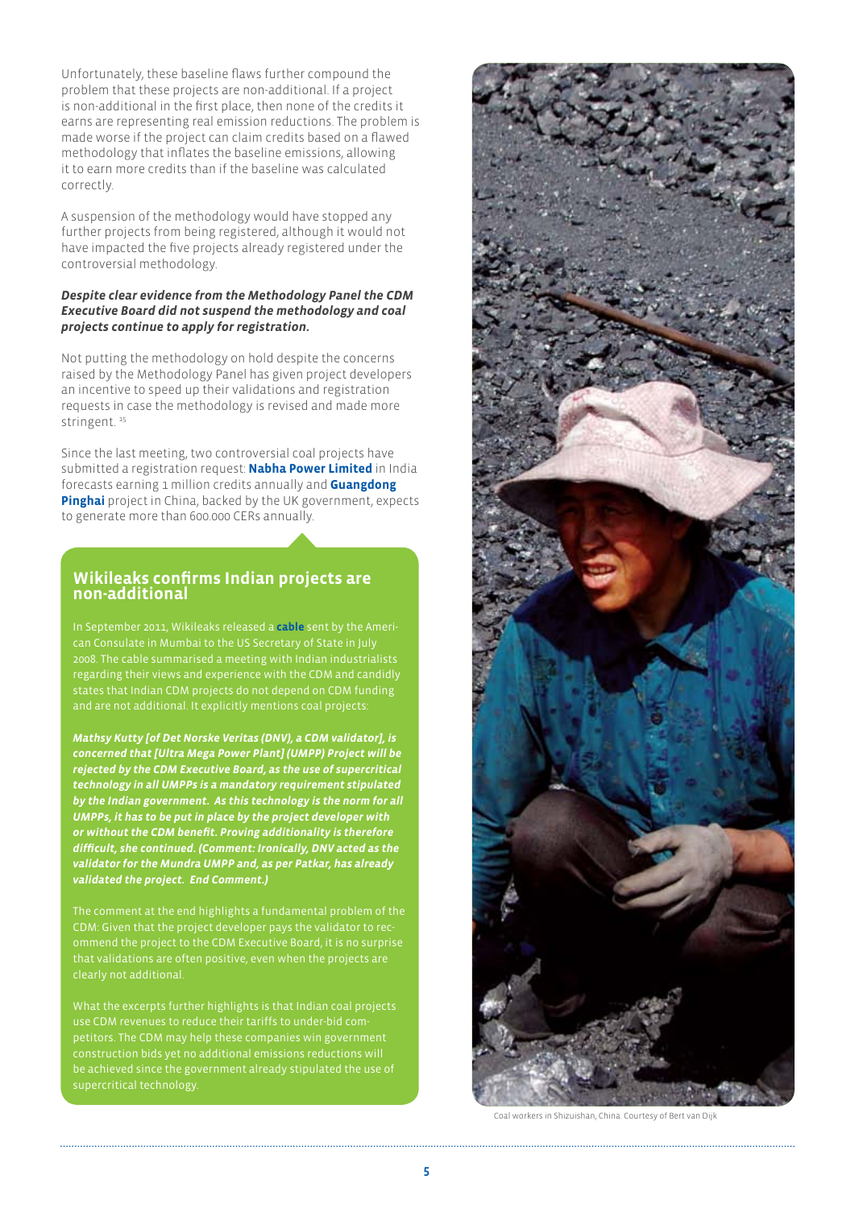Unfortunately, these baseline flaws further compound the problem that these projects are non-additional. If a project is non-additional in the first place, then none of the credits it earns are representing real emission reductions. The problem is made worse if the project can claim credits based on a flawed methodology that inflates the baseline emissions, allowing it to earn more credits than if the baseline was calculated correctly.

A suspension of the methodology would have stopped any further projects from being registered, although it would not have impacted the five projects already registered under the controversial methodology.

***Despite clear evidence from the Methodology Panel the CDM Executive Board did not suspend the methodology and coal projects continue to apply for registration.***

Not putting the methodology on hold despite the concerns raised by the Methodology Panel has given project developers an incentive to speed up their validations and registration requests in case the methodology is revised and made more stringent. [15]

Since the last meeting, two controversial coal projects have submitted a registration request: **Nabha Power Limited** in India forecasts earning 1 million credits annually and **Guangdong Pinghai** project in China, backed by the UK government, expects to generate more than 600.000 CERs annually.

## Wikileaks confirms Indian projects are non-additional

In September 2011, Wikileaks released a **cable** sent by the American Consulate in Mumbai to the US Secretary of State in July 2008. The cable summarised a meeting with Indian industrialists regarding their views and experience with the CDM and candidly states that Indian CDM projects do not depend on CDM funding and are not additional. It explicitly mentions coal projects:

***Mathsy Kutty [of Det Norske Veritas (DNV), a CDM validator], is concerned that [Ultra Mega Power Plant] (UMPP) Project will be rejected by the CDM Executive Board, as the use of supercritical technology in all UMPPs is a mandatory requirement stipulated by the Indian government. As this technology is the norm for all UMPPs, it has to be put in place by the project developer with or without the CDM benefit. Proving additionality is therefore difficult, she continued. (Comment: Ironically, DNV acted as the validator for the Mundra UMPP and, as per Patkar, has already validated the project. End Comment.)***

The comment at the end highlights a fundamental problem of the CDM: Given that the project developer pays the validator to recommend the project to the CDM Executive Board, it is no surprise that validations are often positive, even when the projects are clearly not additional.

What the excerpts further highlights is that Indian coal projects use CDM revenues to reduce their tariffs to under-bid competitors. The CDM may help these companies win government construction bids yet no additional emissions reductions will be achieved since the government already stipulated the use of supercritical technology.

Coal workers in Shizuishan, China. Courtesy of Bert van Dijk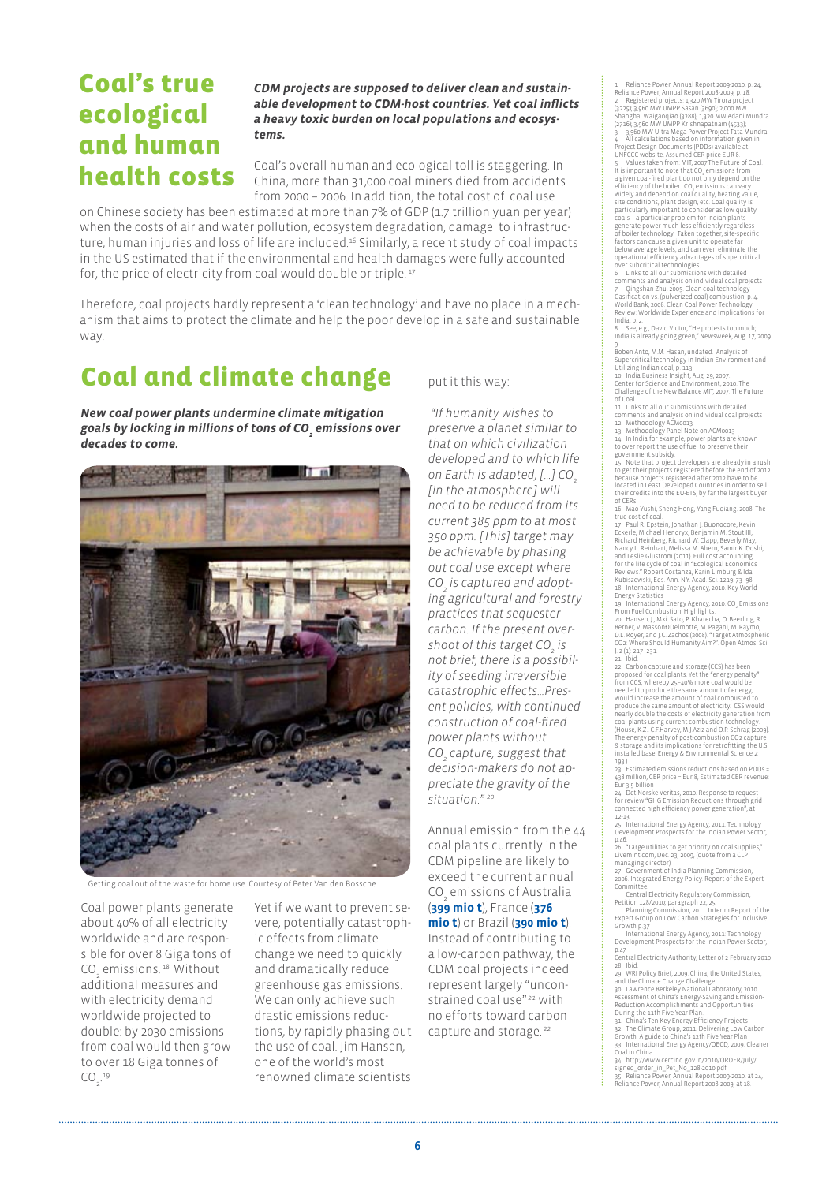# Coal's true ecological and human health costs

***CDM projects are supposed to deliver clean and sustainable development to CDM-host countries. Yet coal inflicts a heavy toxic burden on local populations and ecosystems.***

Coal's overall human and ecological toll is staggering. In China, more than 31,000 coal miners died from accidents from 2000 – 2006. In addition, the total cost of coal use on Chinese society has been estimated at more than 7% of GDP (1.7 trillion yuan per year) when the costs of air and water pollution, ecosystem degradation, damage to infrastructure, human injuries and loss of life are included.[16] Similarly, a recent study of coal impacts in the US estimated that if the environmental and health damages were fully accounted for, the price of electricity from coal would double or triple.[17]

Therefore, coal projects hardly represent a 'clean technology' and have no place in a mechanism that aims to protect the climate and help the poor develop in a safe and sustainable way.

# Coal and climate change

***New coal power plants undermine climate mitigation goals by locking in millions of tons of $CO_2$ emissions over decades to come.***

Getting coal out of the waste for home use. Courtesy of Peter Van den Bossche

Coal power plants generate about 40% of all electricity worldwide and are responsible for over 8 Giga tons of $CO_2$ emissions.[18] Without additional measures and with electricity demand worldwide projected to double: by 2030 emissions from coal would then grow to over 18 Giga tonnes of $CO_2$.[19]

Yet if we want to prevent severe, potentially catastrophic effects from climate change we need to quickly and dramatically reduce greenhouse gas emissions. We can only achieve such drastic emissions reductions, by rapidly phasing out the use of coal. Jim Hansen, one of the world's most renowned climate scientists put it this way:

*"If humanity wishes to preserve a planet similar to that on which civilization developed and to which life on Earth is adapted, [...] $CO_2$ [in the atmosphere] will need to be reduced from its current 385 ppm to at most 350 ppm. [This] target may be achievable by phasing out coal use except where $CO_2$ is captured and adopting agricultural and forestry practices that sequester carbon. If the present overshoot of this target $CO_2$ is not brief, there is a possibility of seeding irreversible catastrophic effects...Present policies, with continued construction of coal-fired power plants without $CO_2$ capture, suggest that decision-makers do not appreciate the gravity of the situation."*[20]

Annual emission from the 44 coal plants currently in the CDM pipeline are likely to exceed the current annual $CO_2$ emissions of Australia (**399 mio t**), France (**376 mio t**) or Brazil (**390 mio t**). Instead of contributing to a low-carbon pathway, the CDM coal projects indeed represent largely "unconstrained coal use"[22] with no efforts toward carbon capture and storage.[22]

---

1 Reliance Power, Annual Report 2009-2010, p. 24, Reliance Power, Annual Report 2008-2009, p. 18.
2 Registered projects: 1,320 MW Tirora project (3225); 3,960 MW UMPP Sasan (3690); 2,000 MW Shanghai Waigaoqiao (3288); 1,320 MW Adani Mundra (2716); 3,960 MW UMPP Krishnapatnam (4533);
3 3,960 MW Ultra Mega Power Project Tata Mundra
4 All calculations based on information given in Project Design Documents (PDDs) available at UNFCCC website. Assumed CER price EUR 8.
5 Values taken from: MIT, 2007.The Future of Coal. It is important to note that $CO_2$ emissions from a given coal-fired plant do not only depend on the efficiency of the boiler. $CO_2$ emissions can vary widely and depend on coal quality, heating value, site conditions, plant design, etc. Coal quality is particularly important to consider as low quality coals – a particular problem for Indian plants - generate power much less efficiently regardless of boiler technology. Taken together, site-specific factors can cause a given unit to operate far below average levels, and can even eliminate the operational efficiency advantages of supercritical over subcritical technologies.
6 Links to all our submissions with detailed comments and analysis on individual coal projects
7 Qingshan Zhu, 2005. Clean coal technology– Gasification vs. (pulverized coal) combustion, p. 4. World Bank, 2008. Clean Coal Power Technology Review: Worldwide Experience and Implications for India, p. 2.
8 See, e.g., David Victor, "He protests too much; India is already going green," Newsweek, Aug. 17, 2009.
9 Boben Anto, M.M. Hasan, undated. Analysis of Supercritical technology in Indian Environment and Utilizing Indian coal, p. 113.
10 India Business Insight, Aug. 29, 2007. Center for Science and Environment, 2010. The Challenge of the New Balance MIT, 2007. The Future of Coal.
11 Links to all our submissions with detailed comments and analysis on individual coal projects
12 Methodology ACM0013
13 Methodology Panel Note on ACM0013
14 In India for example, power plants are known to over report the use of fuel to preserve their government subsidy.
15 Note that project developers are already in a rush to get their projects registered before the end of 2012 because projects registered after 2012 have to be located in Least Developed Countries in order to sell their credits into the EU-ETS, by far the largest buyer of CERs.
16 Mao Yushi, Sheng Hong, Yang Fuqiang. 2008. The true cost of coal.
17 Paul R. Epstein, Jonathan J. Buonocore, Kevin Eckerle, Michael Hendryx, Benjamin M. Stout III, Richard Heinberg, Richard W. Clapp, Beverly May, Nancy L. Reinhart, Melissa M. Ahern, Samir K. Doshi, and Leslie Glustrom (2011). Full cost accounting for the life cycle of coal in "Ecological Economics Reviews." Robert Costanza, Karin Limburg & Ida Kubiszewski, Eds. Ann. N.Y. Acad. Sci. 1219: 73–98.
18 International Energy Agency, 2010. Key World Energy Statistics.
19 International Energy Agency, 2010. $CO_2$ Emissions From Fuel Combustion. Highlights.
20 Hansen, J., Mki. Sato, P. Kharecha, D. Beerling, R. Berner, V. MassonDelmotte, M. Pagani, M. Raymo, D.L. Royer, and J.C. Zachos (2008). "Target Atmospheric CO2: Where Should Humanity Aim?" Open Atmos. Sci. J. 2 (1): 217–231.
21 Ibid.
22 Carbon capture and storage (CCS) has been proposed for coal plants. Yet the "energy penalty" from CCS, whereby 25–40% more coal would be needed to produce the same amount of energy, would increase the amount of coal combusted to produce the same amount of electricity. CSS would nearly double the costs of electricity generation from coal plants using current combustion technology (House, K.Z., C.F.Harvey, M.J Aziz and D.P. Schrag (2009). The energy penalty of post-combustion CO2 capture & storage and its implications for retrofitting the U.S. installed base. Energy & Environmental Science 2: 193.)
23 Estimated emissions reductions based on PDDs = 438 million, CER price = Eur 8, Estimated CER revenue: Eur 3.5 billion
24 Det Norske Veritas, 2010. Response to request for review "GHG Emission Reductions through grid connected high efficiency power generation", at 12-13.
25 International Energy Agency, 2011. Technology Development Prospects for the Indian Power Sector, p.46.
26 "Large utilities to get priority on coal supplies," Livemint.com, Dec. 23, 2009, (quote from a CLP managing director)
27 Government of India Planning Commission, 2006. Integrated Energy Policy. Report of the Expert Committee.
Central Electricity Regulatory Commission, Petition 128/2010, paragraph 22, 25.
Planning Commission, 2011. Interim Report of the Expert Group on Low Carbon Strategies for Inclusive Growth p.37.
International Energy Agency, 2011. Technology Development Prospects for the Indian Power Sector, p.47.
Central Electricity Authority, Letter of 2 February 2010
28 Ibid.
29 WRI Policy Brief, 2009. China, the United States, and the Climate Change Challenge.
30 Lawrence Berkeley National Laboratory, 2010. Assessment of China's Energy-Saving and Emission-Reduction Accomplishments and Opportunities During the 11th Five Year Plan.
31 China's Ten Key Energy Efficiency Projects
32 The Climate Group, 2011. Delivering Low Carbon Growth. A guide to China's 12th Five Year Plan.
33 International Energy Agency/OECD, 2009. Cleaner Coal in China.
34 http://www.cercind.gov.in/2010/ORDER/July/signed_order_in_Pet_No_128-2010.pdf
35 Reliance Power, Annual Report 2009-2010, at 24, Reliance Power, Annual Report 2008-2009, at 18.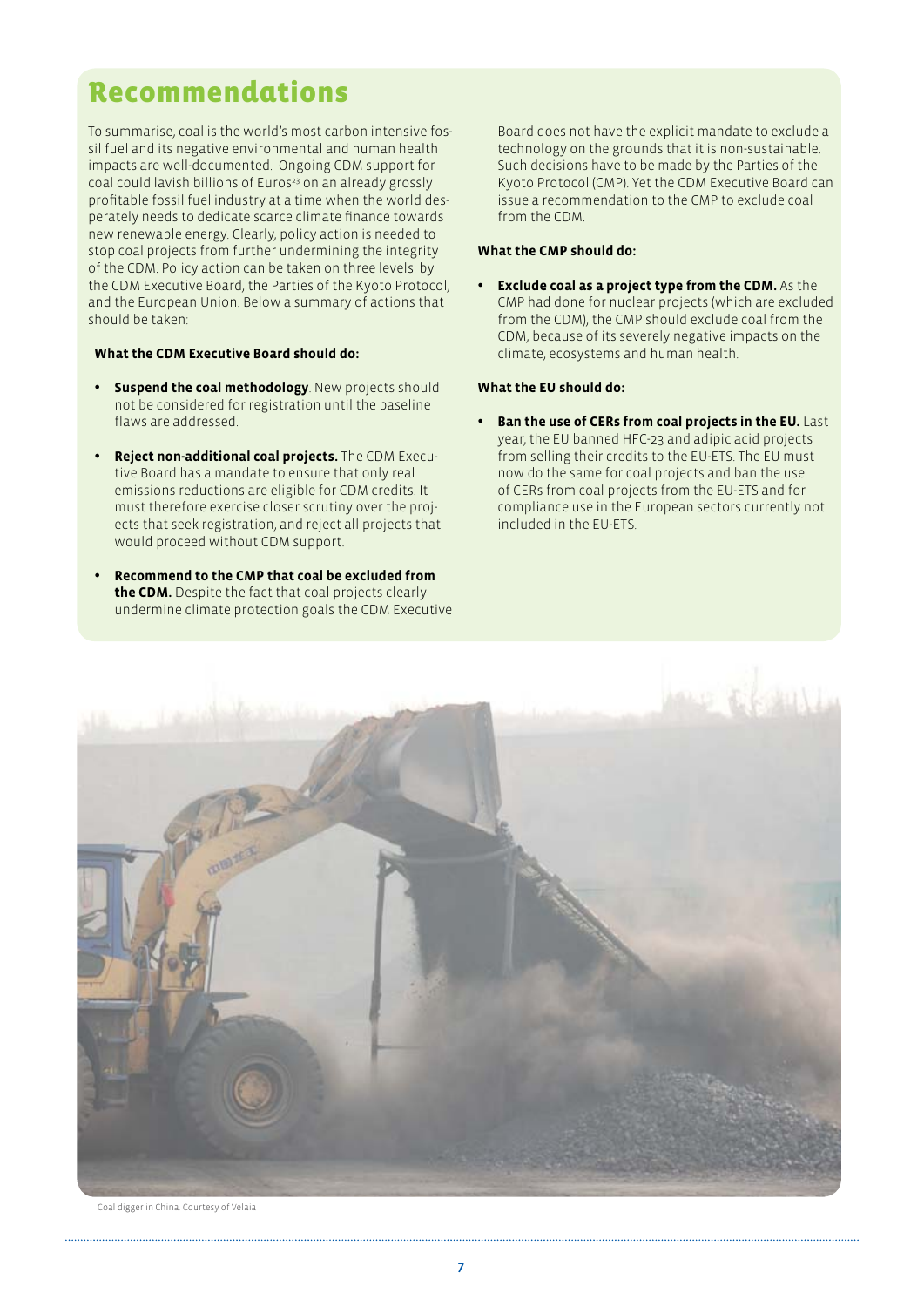# Recommendations

To summarise, coal is the world's most carbon intensive fossil fuel and its negative environmental and human health impacts are well-documented. Ongoing CDM support for coal could lavish billions of Euros[23] on an already grossly profitable fossil fuel industry at a time when the world desperately needs to dedicate scarce climate finance towards new renewable energy. Clearly, policy action is needed to stop coal projects from further undermining the integrity of the CDM. Policy action can be taken on three levels: by the CDM Executive Board, the Parties of the Kyoto Protocol, and the European Union. Below a summary of actions that should be taken:

**What the CDM Executive Board should do:**

- **Suspend the coal methodology**. New projects should not be considered for registration until the baseline flaws are addressed.
- **Reject non-additional coal projects.** The CDM Executive Board has a mandate to ensure that only real emissions reductions are eligible for CDM credits. It must therefore exercise closer scrutiny over the projects that seek registration, and reject all projects that would proceed without CDM support.
- **Recommend to the CMP that coal be excluded from the CDM.** Despite the fact that coal projects clearly undermine climate protection goals the CDM Executive Board does not have the explicit mandate to exclude a technology on the grounds that it is non-sustainable. Such decisions have to be made by the Parties of the Kyoto Protocol (CMP). Yet the CDM Executive Board can issue a recommendation to the CMP to exclude coal from the CDM.

**What the CMP should do:**

- **Exclude coal as a project type from the CDM.** As the CMP had done for nuclear projects (which are excluded from the CDM), the CMP should exclude coal from the CDM, because of its severely negative impacts on the climate, ecosystems and human health.

**What the EU should do:**

- **Ban the use of CERs from coal projects in the EU.** Last year, the EU banned HFC-23 and adipic acid projects from selling their credits to the EU-ETS. The EU must now do the same for coal projects and ban the use of CERs from coal projects from the EU-ETS and for compliance use in the European sectors currently not included in the EU-ETS.

Coal digger in China. Courtesy of Velaia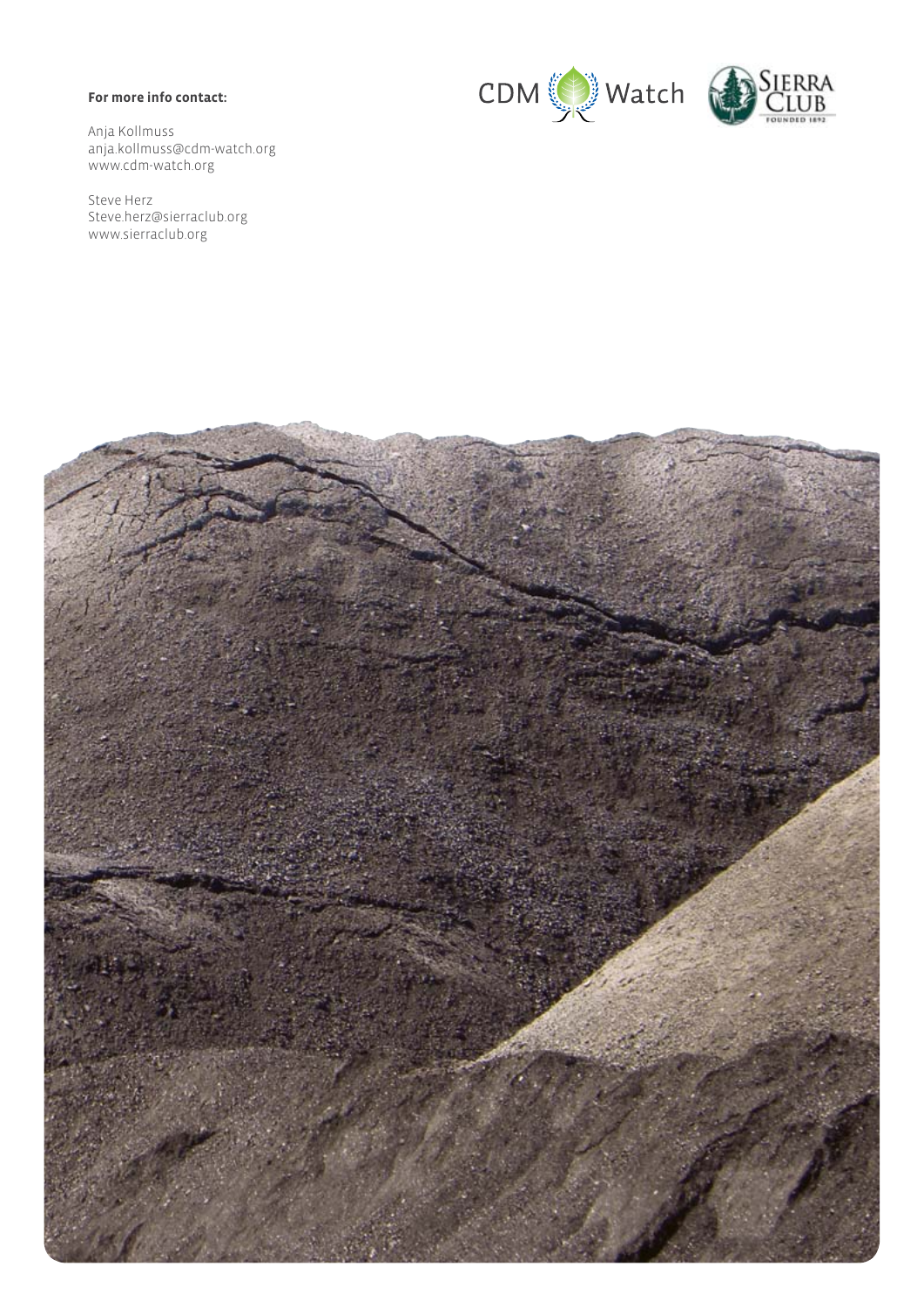**For more info contact:**

Anja Kollmuss
anja.kollmuss@cdm-watch.org
www.cdm-watch.org

Steve Herz
Steve.herz@sierraclub.org
www.sierraclub.org